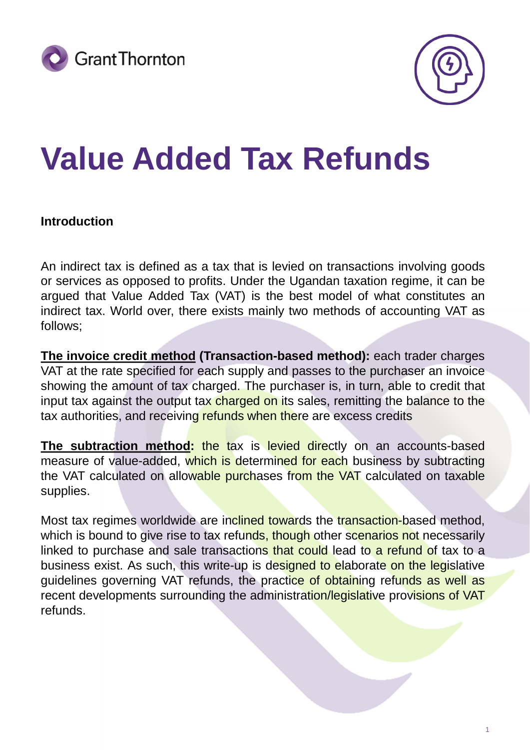# Value Added Tax Refunds

**Introduction**

An indirect tax is defined as a tax that is levied on transactions involving goods or services as opposed to profits. Under the Ugandan taxation regime, it can be argued that Value Added Tax (VAT) is the best model of what constitutes an indirect tax. World over, there exists mainly two methods of accounting VAT as follows;

**The invoice credit method (Transaction-based method):** each trader charges VAT at the rate specified for each supply and passes to the purchaser an invoice showing the amount of tax charged. The purchaser is, in turn, able to credit that input tax against the output tax charged on its sales, remitting the balance to the tax authorities, and receiving refunds when there are excess credits

**The subtraction method:** the tax is levied directly on an accounts-based measure of value-added, which is determined for each business by subtracting the VAT calculated on allowable purchases from the VAT calculated on taxable supplies.

Most tax regimes worldwide are inclined towards the transaction-based method, which is bound to give rise to tax refunds, though other scenarios not necessarily linked to purchase and sale transactions that could lead to a refund of tax to a business exist. As such, this write-up is designed to elaborate on the legislative guidelines governing VAT refunds, the practice of obtaining refunds as well as recent developments surrounding the administration/legislative provisions of VAT refunds.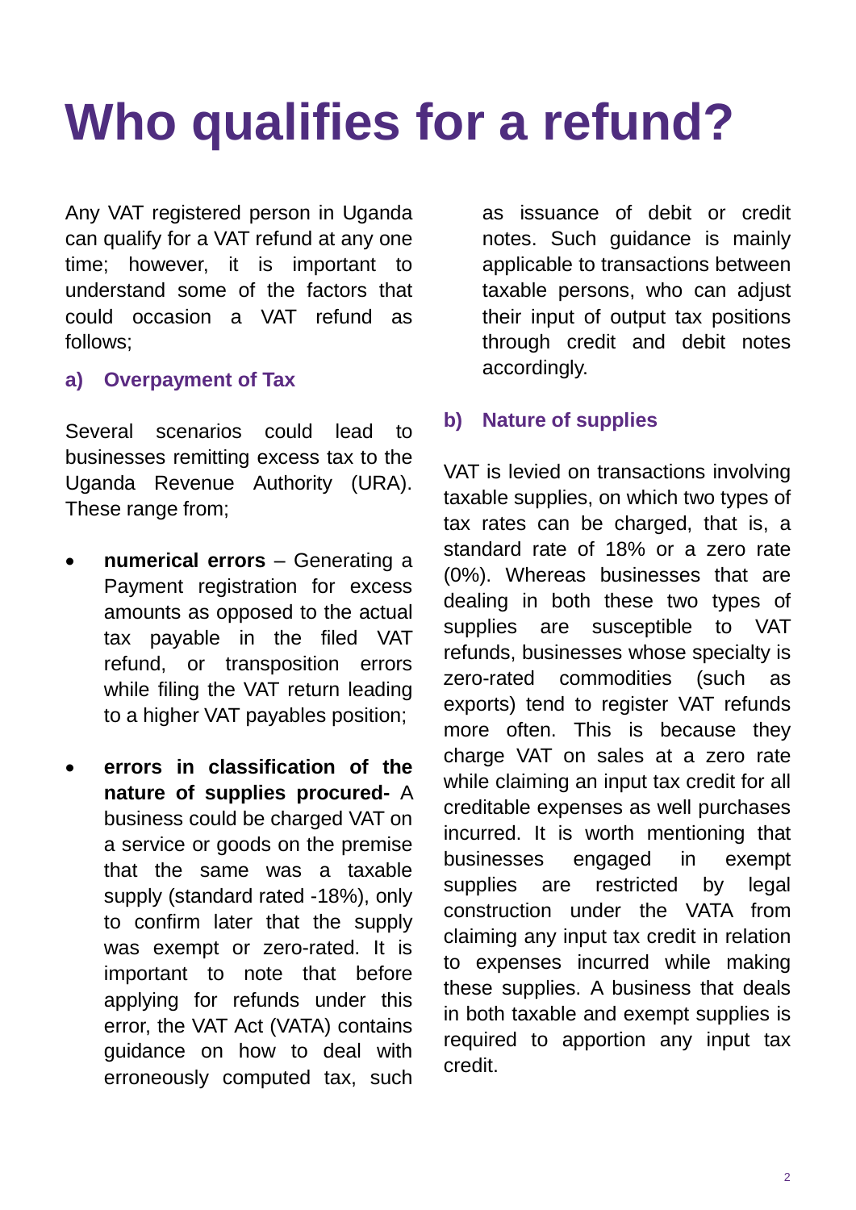# Who qualifies for a refund?

Any VAT registered person in Uganda can qualify for a VAT refund at any one time; however, it is important to understand some of the factors that could occasion a VAT refund as follows;

### a) Overpayment of Tax

Several scenarios could lead to businesses remitting excess tax to the Uganda Revenue Authority (URA). These range from;

- **numerical errors** – Generating a Payment registration for excess amounts as opposed to the actual tax payable in the filed VAT refund, or transposition errors while filing the VAT return leading to a higher VAT payables position;

- **errors in classification of the nature of supplies procured-** A business could be charged VAT on a service or goods on the premise that the same was a taxable supply (standard rated -18%), only to confirm later that the supply was exempt or zero-rated. It is important to note that before applying for refunds under this error, the VAT Act (VATA) contains guidance on how to deal with erroneously computed tax, such as issuance of debit or credit notes. Such guidance is mainly applicable to transactions between taxable persons, who can adjust their input of output tax positions through credit and debit notes accordingly.

### b) Nature of supplies

VAT is levied on transactions involving taxable supplies, on which two types of tax rates can be charged, that is, a standard rate of 18% or a zero rate (0%). Whereas businesses that are dealing in both these two types of supplies are susceptible to VAT refunds, businesses whose specialty is zero-rated commodities (such as exports) tend to register VAT refunds more often. This is because they charge VAT on sales at a zero rate while claiming an input tax credit for all creditable expenses as well purchases incurred. It is worth mentioning that businesses engaged in exempt supplies are restricted by legal construction under the VATA from claiming any input tax credit in relation to expenses incurred while making these supplies. A business that deals in both taxable and exempt supplies is required to apportion any input tax credit.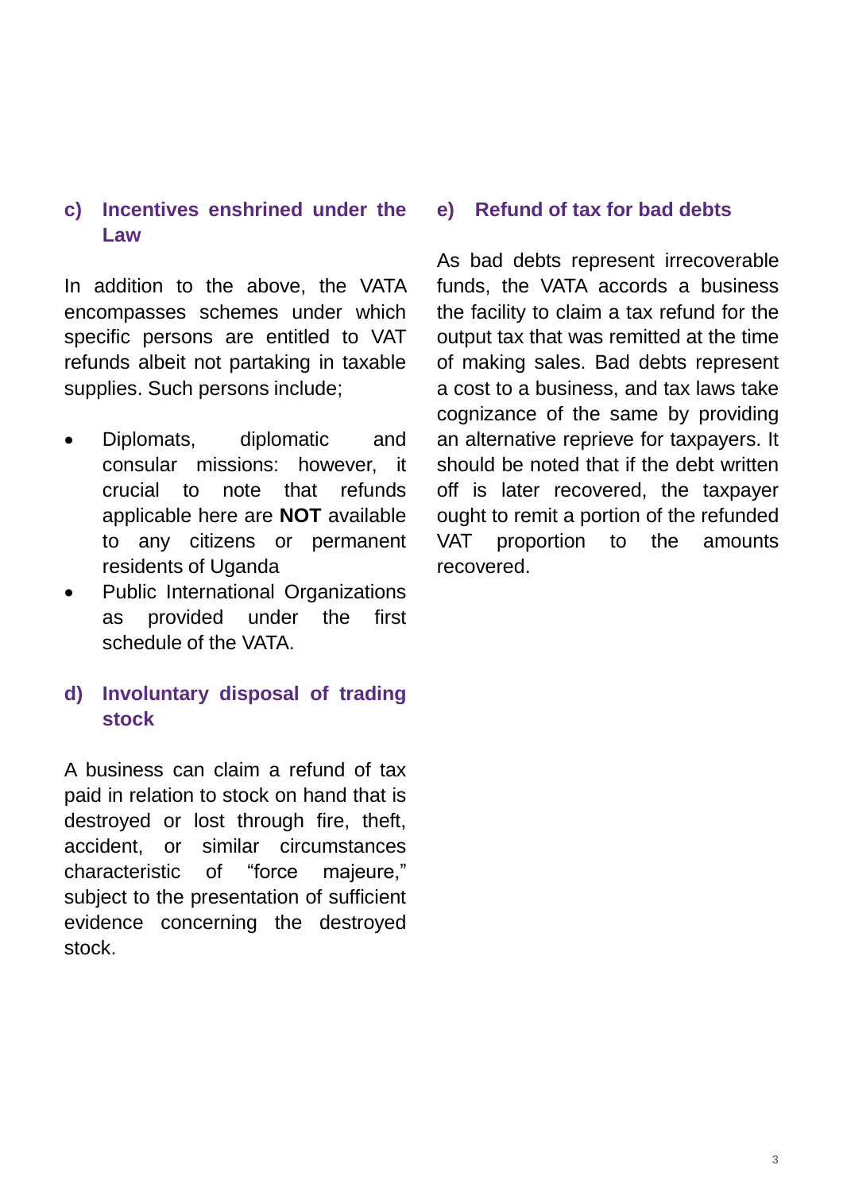### c) Incentives enshrined under the Law

In addition to the above, the VATA encompasses schemes under which specific persons are entitled to VAT refunds albeit not partaking in taxable supplies. Such persons include;

- Diplomats, diplomatic and consular missions: however, it crucial to note that refunds applicable here are **NOT** available to any citizens or permanent residents of Uganda
- Public International Organizations as provided under the first schedule of the VATA.

### d) Involuntary disposal of trading stock

A business can claim a refund of tax paid in relation to stock on hand that is destroyed or lost through fire, theft, accident, or similar circumstances characteristic of "force majeure," subject to the presentation of sufficient evidence concerning the destroyed stock.

### e) Refund of tax for bad debts

As bad debts represent irrecoverable funds, the VATA accords a business the facility to claim a tax refund for the output tax that was remitted at the time of making sales. Bad debts represent a cost to a business, and tax laws take cognizance of the same by providing an alternative reprieve for taxpayers. It should be noted that if the debt written off is later recovered, the taxpayer ought to remit a portion of the refunded VAT proportion to the amounts recovered.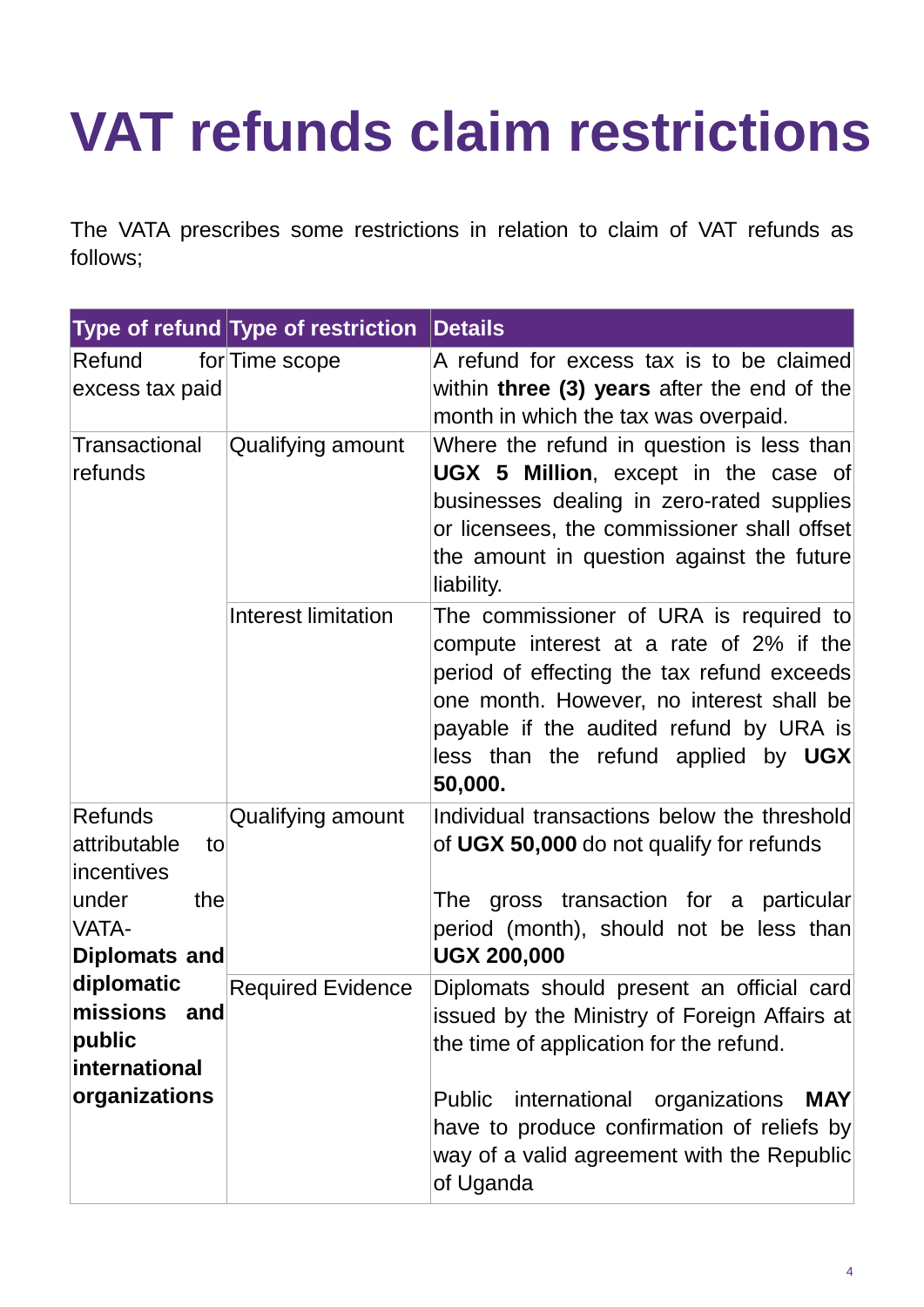# VAT refunds claim restrictions

The VATA prescribes some restrictions in relation to claim of VAT refunds as follows;

| Type of refund | Type of restriction | Details |
|---|---|---|
| Refund for excess tax paid | Time scope | A refund for excess tax is to be claimed within **three (3) years** after the end of the month in which the tax was overpaid. |
| Transactional refunds | Qualifying amount | Where the refund in question is less than **UGX 5 Million**, except in the case of businesses dealing in zero-rated supplies or licensees, the commissioner shall offset the amount in question against the future liability. |
| | Interest limitation | The commissioner of URA is required to compute interest at a rate of 2% if the period of effecting the tax refund exceeds one month. However, no interest shall be payable if the audited refund by URA is less than the refund applied by **UGX 50,000.** |
| Refunds attributable to incentives under the VATA- **Diplomats and diplomatic missions and public international organizations** | Qualifying amount | Individual transactions below the threshold of **UGX 50,000** do not qualify for refunds<br><br>The gross transaction for a particular period (month), should not be less than **UGX 200,000** |
| | Required Evidence | Diplomats should present an official card issued by the Ministry of Foreign Affairs at the time of application for the refund.<br><br>Public international organizations **MAY** have to produce confirmation of reliefs by way of a valid agreement with the Republic of Uganda |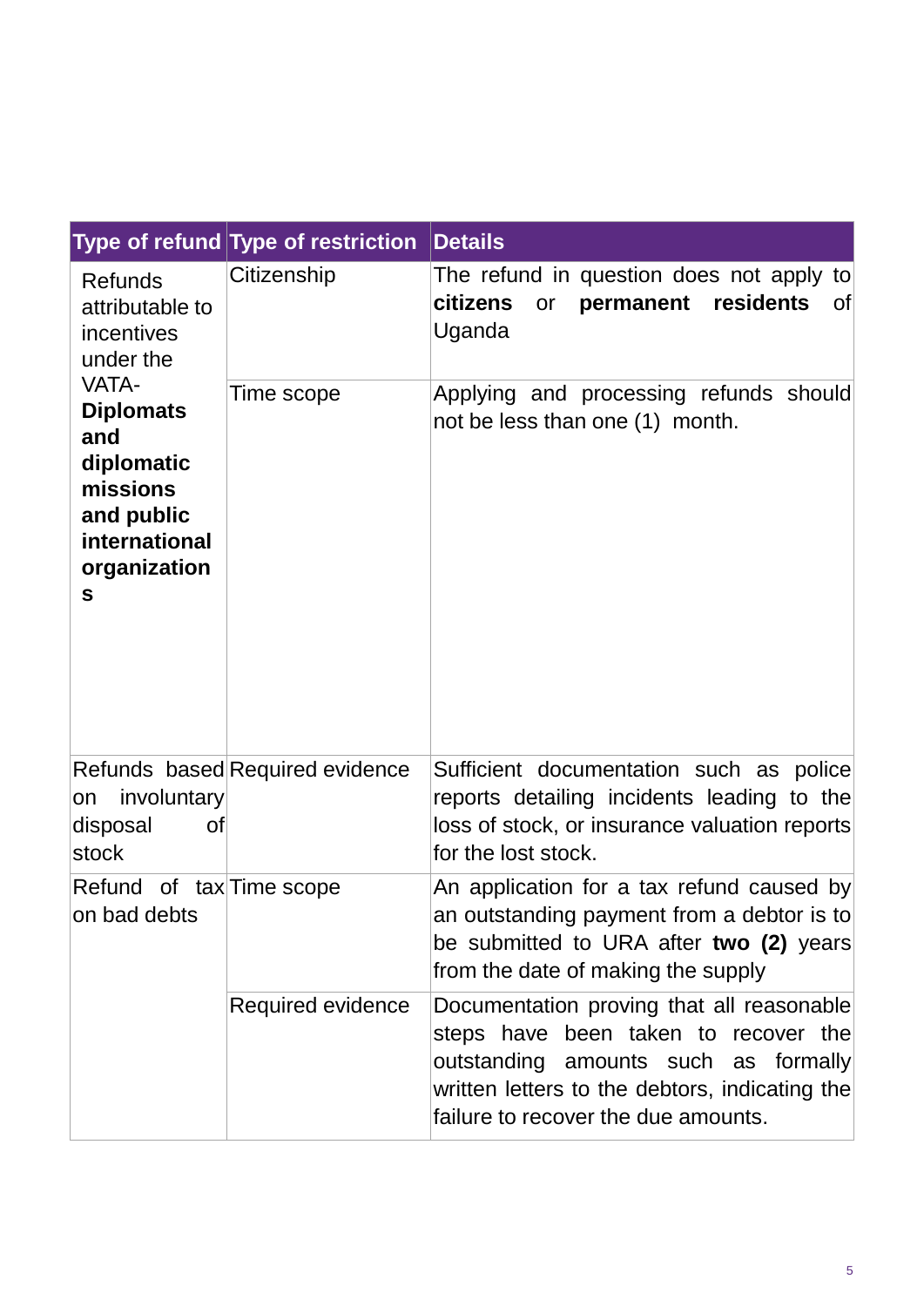| Type of refund | Type of restriction | Details |
|---|---|---|
| Refunds attributable to incentives under the VATA- **Diplomats and diplomatic missions and public international organizations** | Citizenship | The refund in question does not apply to **citizens** or **permanent residents** of Uganda |
| | Time scope | Applying and processing refunds should not be less than one (1) month. |
| Refunds based on involuntary disposal of stock | Required evidence | Sufficient documentation such as police reports detailing incidents leading to the loss of stock, or insurance valuation reports for the lost stock. |
| Refund of tax on bad debts | Time scope | An application for a tax refund caused by an outstanding payment from a debtor is to be submitted to URA after **two (2)** years from the date of making the supply |
| | Required evidence | Documentation proving that all reasonable steps have been taken to recover the outstanding amounts such as formally written letters to the debtors, indicating the failure to recover the due amounts. |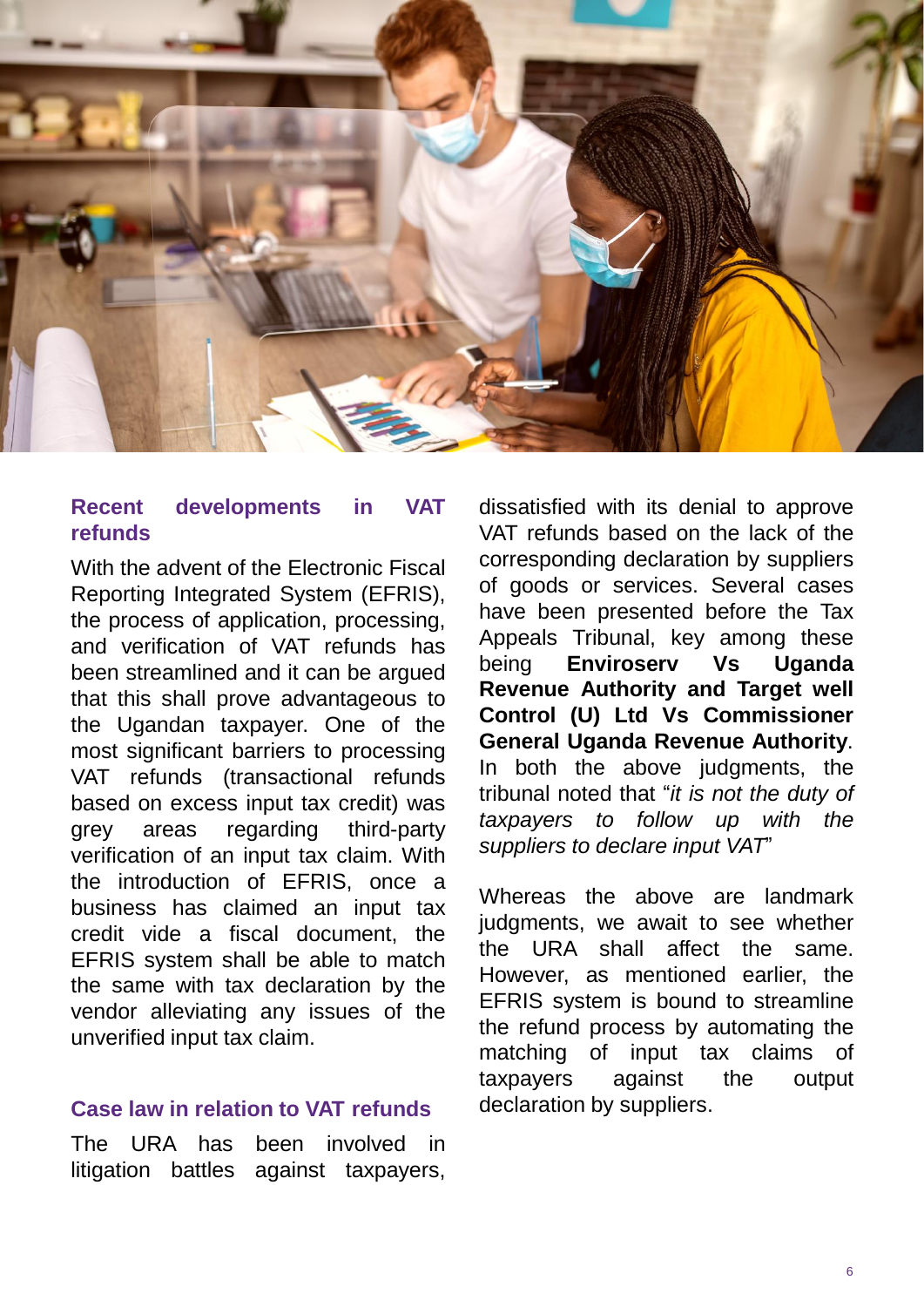## Recent developments in VAT refunds

With the advent of the Electronic Fiscal Reporting Integrated System (EFRIS), the process of application, processing, and verification of VAT refunds has been streamlined and it can be argued that this shall prove advantageous to the Ugandan taxpayer. One of the most significant barriers to processing VAT refunds (transactional refunds based on excess input tax credit) was grey areas regarding third-party verification of an input tax claim. With the introduction of EFRIS, once a business has claimed an input tax credit vide a fiscal document, the EFRIS system shall be able to match the same with tax declaration by the vendor alleviating any issues of the unverified input tax claim.

## Case law in relation to VAT refunds

The URA has been involved in litigation battles against taxpayers, dissatisfied with its denial to approve VAT refunds based on the lack of the corresponding declaration by suppliers of goods or services. Several cases have been presented before the Tax Appeals Tribunal, key among these being **Enviroserv Vs Uganda Revenue Authority and Target well Control (U) Ltd Vs Commissioner General Uganda Revenue Authority**. In both the above judgments, the tribunal noted that "*it is not the duty of taxpayers to follow up with the suppliers to declare input VAT*"

Whereas the above are landmark judgments, we await to see whether the URA shall affect the same. However, as mentioned earlier, the EFRIS system is bound to streamline the refund process by automating the matching of input tax claims of taxpayers against the output declaration by suppliers.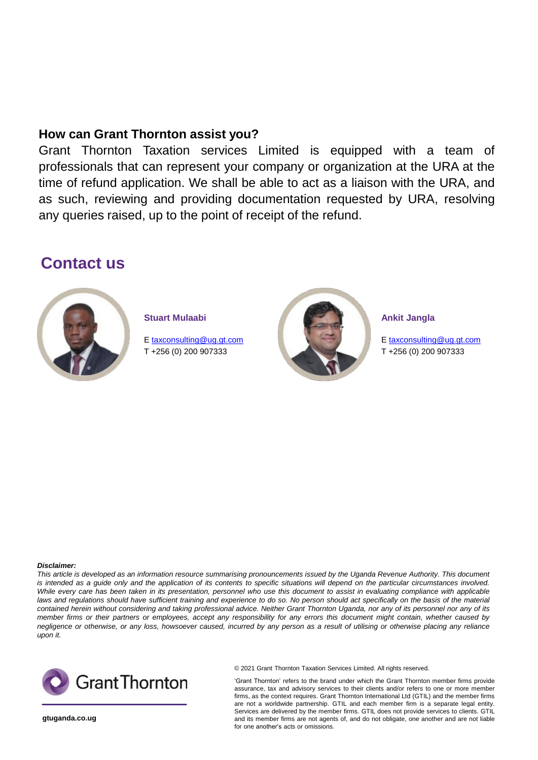### How can Grant Thornton assist you?

Grant Thornton Taxation services Limited is equipped with a team of professionals that can represent your company or organization at the URA at the time of refund application. We shall be able to act as a liaison with the URA, and as such, reviewing and providing documentation requested by URA, resolving any queries raised, up to the point of receipt of the refund.

## Contact us

**Stuart Mulaabi**

E taxconsulting@ug.gt.com
T +256 (0) 200 907333

**Ankit Jangla**

E taxconsulting@ug.gt.com
T +256 (0) 200 907333

***Disclaimer:***

*This article is developed as an information resource summarising pronouncements issued by the Uganda Revenue Authority. This document is intended as a guide only and the application of its contents to specific situations will depend on the particular circumstances involved. While every care has been taken in its presentation, personnel who use this document to assist in evaluating compliance with applicable laws and regulations should have sufficient training and experience to do so. No person should act specifically on the basis of the material contained herein without considering and taking professional advice. Neither Grant Thornton Uganda, nor any of its personnel nor any of its member firms or their partners or employees, accept any responsibility for any errors this document might contain, whether caused by negligence or otherwise, or any loss, howsoever caused, incurred by any person as a result of utilising or otherwise placing any reliance upon it.*

Grant Thornton

**gtuganda.co.ug**

© 2021 Grant Thornton Taxation Services Limited. All rights reserved.

'Grant Thornton' refers to the brand under which the Grant Thornton member firms provide assurance, tax and advisory services to their clients and/or refers to one or more member firms, as the context requires. Grant Thornton International Ltd (GTIL) and the member firms are not a worldwide partnership. GTIL and each member firm is a separate legal entity. Services are delivered by the member firms. GTIL does not provide services to clients. GTIL and its member firms are not agents of, and do not obligate, one another and are not liable for one another's acts or omissions.